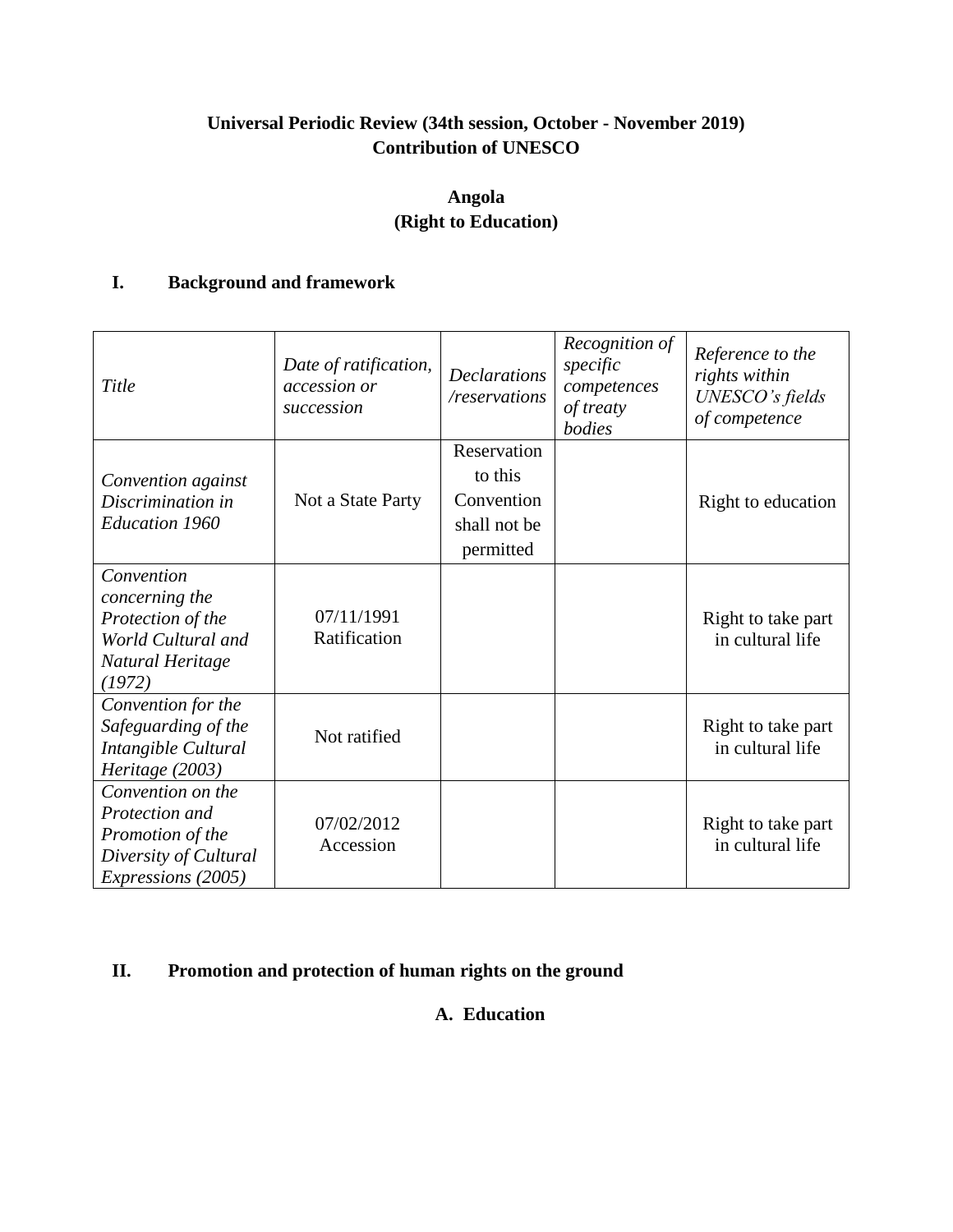**Universal Periodic Review (34th session, October - November 2019)**
**Contribution of UNESCO**

**Angola**
**(Right to Education)**

## I. Background and framework

| *Title* | *Date of ratification, accession or succession* | *Declarations /reservations* | *Recognition of specific competences of treaty bodies* | *Reference to the rights within UNESCO's fields of competence* |
|---|---|---|---|---|
| *Convention against Discrimination in Education 1960* | Not a State Party | Reservation to this Convention shall not be permitted | | Right to education |
| *Convention concerning the Protection of the World Cultural and Natural Heritage (1972)* | 07/11/1991 Ratification | | | Right to take part in cultural life |
| *Convention for the Safeguarding of the Intangible Cultural Heritage (2003)* | Not ratified | | | Right to take part in cultural life |
| *Convention on the Protection and Promotion of the Diversity of Cultural Expressions (2005)* | 07/02/2012 Accession | | | Right to take part in cultural life |

## II. Promotion and protection of human rights on the ground

### A. Education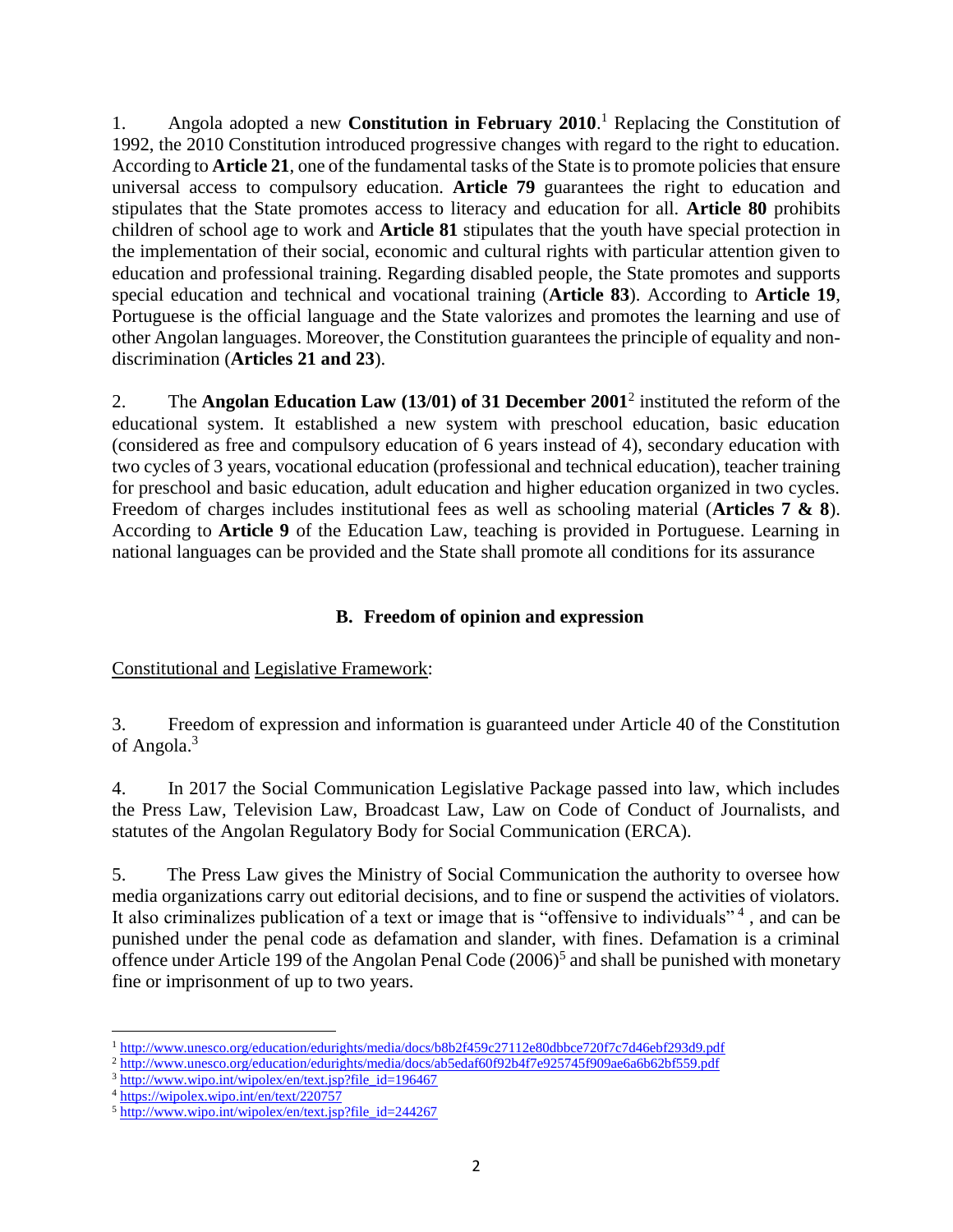1. Angola adopted a new **Constitution in February 2010**.[1] Replacing the Constitution of 1992, the 2010 Constitution introduced progressive changes with regard to the right to education. According to **Article 21**, one of the fundamental tasks of the State is to promote policies that ensure universal access to compulsory education. **Article 79** guarantees the right to education and stipulates that the State promotes access to literacy and education for all. **Article 80** prohibits children of school age to work and **Article 81** stipulates that the youth have special protection in the implementation of their social, economic and cultural rights with particular attention given to education and professional training. Regarding disabled people, the State promotes and supports special education and technical and vocational training (**Article 83**). According to **Article 19**, Portuguese is the official language and the State valorizes and promotes the learning and use of other Angolan languages. Moreover, the Constitution guarantees the principle of equality and non-discrimination (**Articles 21 and 23**).

2. The **Angolan Education Law (13/01) of 31 December 2001**[2] instituted the reform of the educational system. It established a new system with preschool education, basic education (considered as free and compulsory education of 6 years instead of 4), secondary education with two cycles of 3 years, vocational education (professional and technical education), teacher training for preschool and basic education, adult education and higher education organized in two cycles. Freedom of charges includes institutional fees as well as schooling material (**Articles 7 & 8**). According to **Article 9** of the Education Law, teaching is provided in Portuguese. Learning in national languages can be provided and the State shall promote all conditions for its assurance

### B. Freedom of opinion and expression

Constitutional and Legislative Framework:

3. Freedom of expression and information is guaranteed under Article 40 of the Constitution of Angola.[3]

4. In 2017 the Social Communication Legislative Package passed into law, which includes the Press Law, Television Law, Broadcast Law, Law on Code of Conduct of Journalists, and statutes of the Angolan Regulatory Body for Social Communication (ERCA).

5. The Press Law gives the Ministry of Social Communication the authority to oversee how media organizations carry out editorial decisions, and to fine or suspend the activities of violators. It also criminalizes publication of a text or image that is "offensive to individuals"[4], and can be punished under the penal code as defamation and slander, with fines. Defamation is a criminal offence under Article 199 of the Angolan Penal Code (2006)[5] and shall be punished with monetary fine or imprisonment of up to two years.

---

[1] http://www.unesco.org/education/edurights/media/docs/b8b2f459c27112e80dbbce720f7c7d46ebf293d9.pdf

[2] http://www.unesco.org/education/edurights/media/docs/ab5edaf60f92b4f7e925745f909ae6a6b62bf559.pdf

[3] http://www.wipo.int/wipolex/en/text.jsp?file_id=196467

[4] https://wipolex.wipo.int/en/text/220757

[5] http://www.wipo.int/wipolex/en/text.jsp?file_id=244267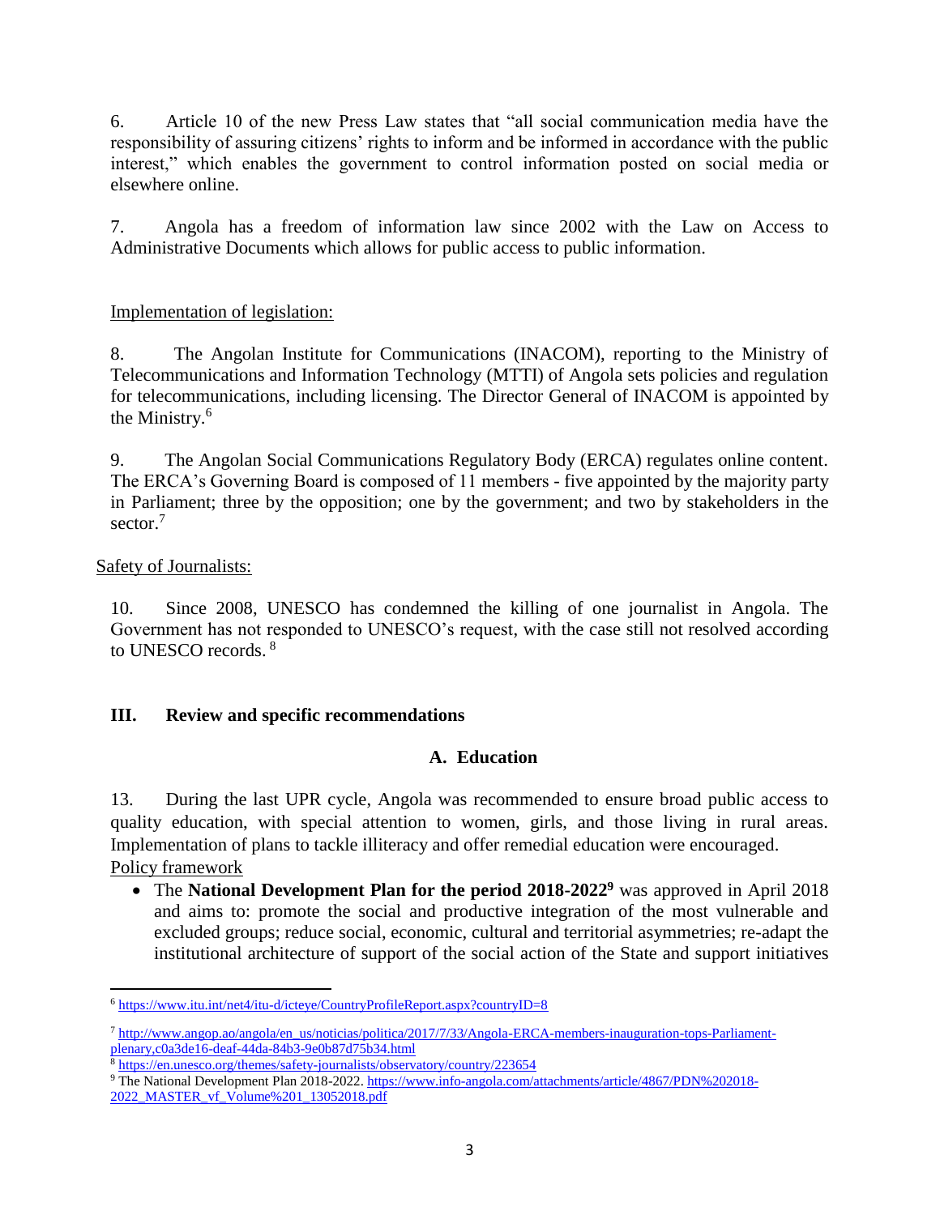6. Article 10 of the new Press Law states that "all social communication media have the responsibility of assuring citizens' rights to inform and be informed in accordance with the public interest," which enables the government to control information posted on social media or elsewhere online.

7. Angola has a freedom of information law since 2002 with the Law on Access to Administrative Documents which allows for public access to public information.

Implementation of legislation:

8. The Angolan Institute for Communications (INACOM), reporting to the Ministry of Telecommunications and Information Technology (MTTI) of Angola sets policies and regulation for telecommunications, including licensing. The Director General of INACOM is appointed by the Ministry.[6]

9. The Angolan Social Communications Regulatory Body (ERCA) regulates online content. The ERCA's Governing Board is composed of 11 members - five appointed by the majority party in Parliament; three by the opposition; one by the government; and two by stakeholders in the sector.[7]

Safety of Journalists:

10. Since 2008, UNESCO has condemned the killing of one journalist in Angola. The Government has not responded to UNESCO's request, with the case still not resolved according to UNESCO records.[8]

## III. Review and specific recommendations

### A. Education

13. During the last UPR cycle, Angola was recommended to ensure broad public access to quality education, with special attention to women, girls, and those living in rural areas. Implementation of plans to tackle illiteracy and offer remedial education were encouraged.

Policy framework

- The **National Development Plan for the period 2018-2022**[9] was approved in April 2018 and aims to: promote the social and productive integration of the most vulnerable and excluded groups; reduce social, economic, cultural and territorial asymmetries; re-adapt the institutional architecture of support of the social action of the State and support initiatives

---

[6] https://www.itu.int/net4/itu-d/icteye/CountryProfileReport.aspx?countryID=8

[7] http://www.angop.ao/angola/en_us/noticias/politica/2017/7/33/Angola-ERCA-members-inauguration-tops-Parliament-plenary,c0a3de16-deaf-44da-84b3-9e0b87d75b34.html

[8] https://en.unesco.org/themes/safety-journalists/observatory/country/223654

[9] The National Development Plan 2018-2022. https://www.info-angola.com/attachments/article/4867/PDN%202018-2022_MASTER_vf_Volume%201_13052018.pdf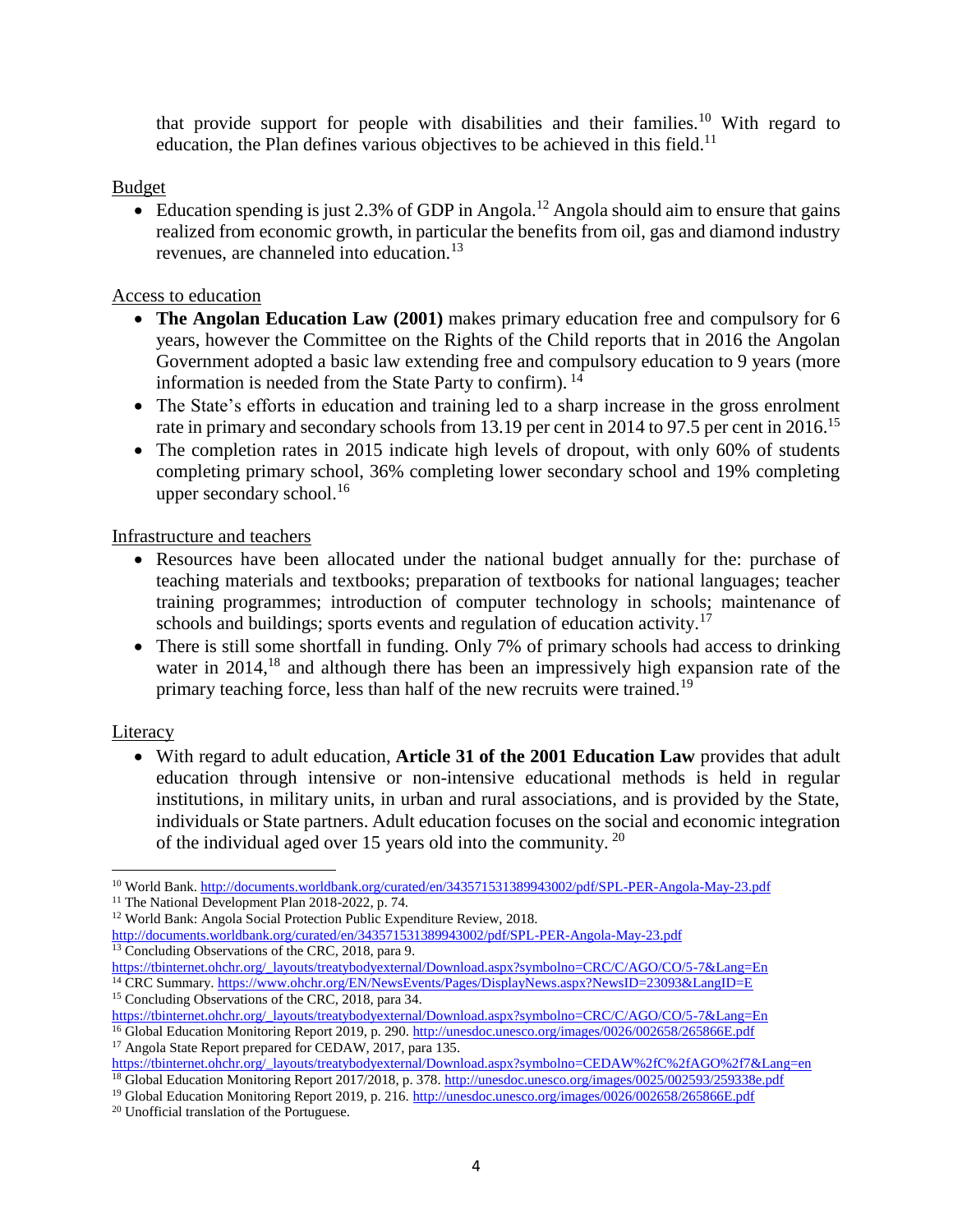that provide support for people with disabilities and their families.[10] With regard to education, the Plan defines various objectives to be achieved in this field.[11]

Budget

- Education spending is just 2.3% of GDP in Angola.[12] Angola should aim to ensure that gains realized from economic growth, in particular the benefits from oil, gas and diamond industry revenues, are channeled into education.[13]

Access to education

- **The Angolan Education Law (2001)** makes primary education free and compulsory for 6 years, however the Committee on the Rights of the Child reports that in 2016 the Angolan Government adopted a basic law extending free and compulsory education to 9 years (more information is needed from the State Party to confirm). [14]
- The State's efforts in education and training led to a sharp increase in the gross enrolment rate in primary and secondary schools from 13.19 per cent in 2014 to 97.5 per cent in 2016.[15]
- The completion rates in 2015 indicate high levels of dropout, with only 60% of students completing primary school, 36% completing lower secondary school and 19% completing upper secondary school.[16]

Infrastructure and teachers

- Resources have been allocated under the national budget annually for the: purchase of teaching materials and textbooks; preparation of textbooks for national languages; teacher training programmes; introduction of computer technology in schools; maintenance of schools and buildings; sports events and regulation of education activity.[17]
- There is still some shortfall in funding. Only 7% of primary schools had access to drinking water in 2014,[18] and although there has been an impressively high expansion rate of the primary teaching force, less than half of the new recruits were trained.[19]

Literacy

- With regard to adult education, **Article 31 of the 2001 Education Law** provides that adult education through intensive or non-intensive educational methods is held in regular institutions, in military units, in urban and rural associations, and is provided by the State, individuals or State partners. Adult education focuses on the social and economic integration of the individual aged over 15 years old into the community. [20]

---

[10] World Bank. http://documents.worldbank.org/curated/en/343571531389943002/pdf/SPL-PER-Angola-May-23.pdf
[11] The National Development Plan 2018-2022, p. 74.
[12] World Bank: Angola Social Protection Public Expenditure Review, 2018. http://documents.worldbank.org/curated/en/343571531389943002/pdf/SPL-PER-Angola-May-23.pdf
[13] Concluding Observations of the CRC, 2018, para 9. https://tbinternet.ohchr.org/_layouts/treatybodyexternal/Download.aspx?symbolno=CRC/C/AGO/CO/5-7&Lang=En
[14] CRC Summary. https://www.ohchr.org/EN/NewsEvents/Pages/DisplayNews.aspx?NewsID=23093&LangID=E
[15] Concluding Observations of the CRC, 2018, para 34. https://tbinternet.ohchr.org/_layouts/treatybodyexternal/Download.aspx?symbolno=CRC/C/AGO/CO/5-7&Lang=En
[16] Global Education Monitoring Report 2019, p. 290. http://unesdoc.unesco.org/images/0026/002658/265866E.pdf
[17] Angola State Report prepared for CEDAW, 2017, para 135. https://tbinternet.ohchr.org/_layouts/treatybodyexternal/Download.aspx?symbolno=CEDAW%2fC%2fAGO%2f7&Lang=en
[18] Global Education Monitoring Report 2017/2018, p. 378. http://unesdoc.unesco.org/images/0025/002593/259338e.pdf
[19] Global Education Monitoring Report 2019, p. 216. http://unesdoc.unesco.org/images/0026/002658/265866E.pdf
[20] Unofficial translation of the Portuguese.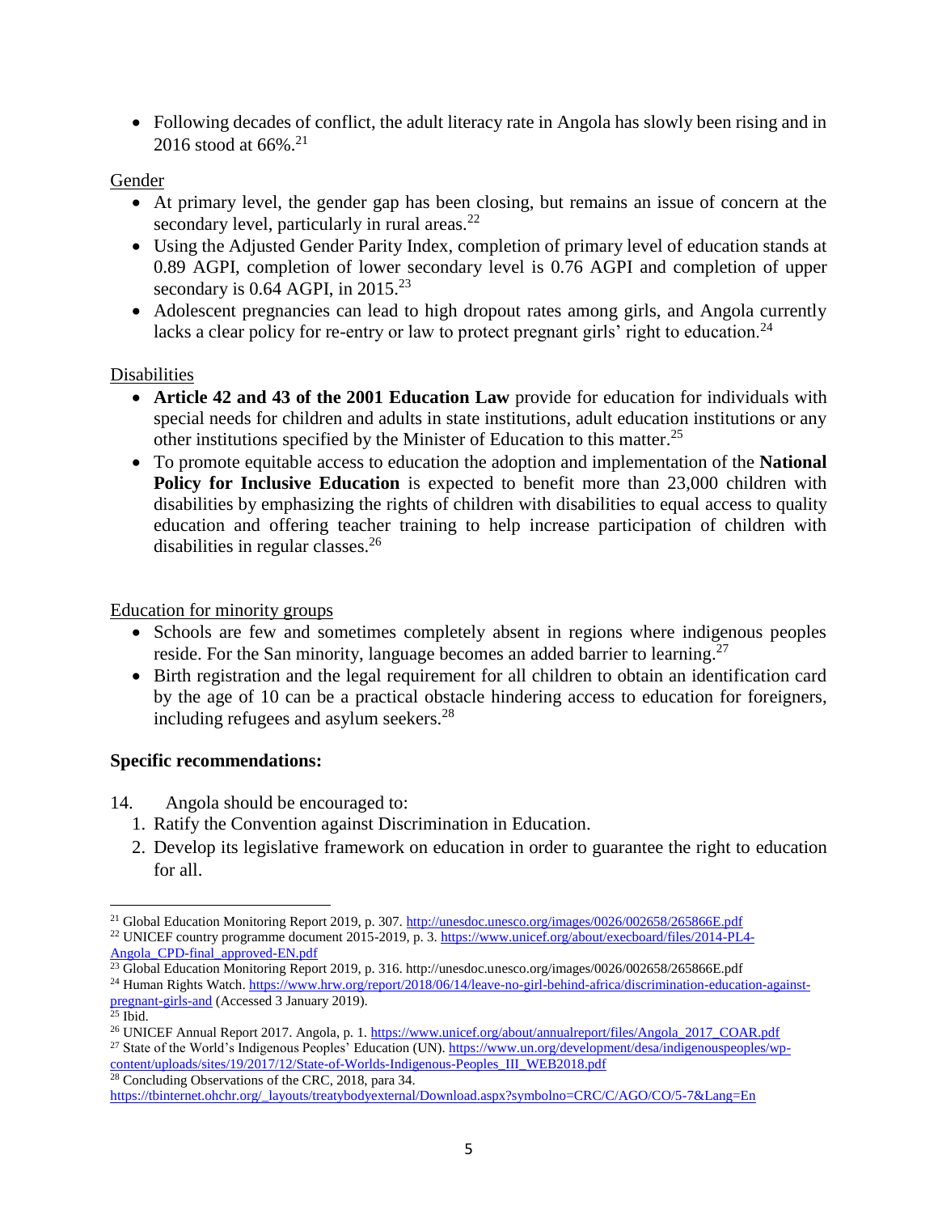- Following decades of conflict, the adult literacy rate in Angola has slowly been rising and in 2016 stood at 66%.[21]

Gender

- At primary level, the gender gap has been closing, but remains an issue of concern at the secondary level, particularly in rural areas.[22]
- Using the Adjusted Gender Parity Index, completion of primary level of education stands at 0.89 AGPI, completion of lower secondary level is 0.76 AGPI and completion of upper secondary is 0.64 AGPI, in 2015.[23]
- Adolescent pregnancies can lead to high dropout rates among girls, and Angola currently lacks a clear policy for re-entry or law to protect pregnant girls' right to education.[24]

Disabilities

- **Article 42 and 43 of the 2001 Education Law** provide for education for individuals with special needs for children and adults in state institutions, adult education institutions or any other institutions specified by the Minister of Education to this matter.[25]
- To promote equitable access to education the adoption and implementation of the **National Policy for Inclusive Education** is expected to benefit more than 23,000 children with disabilities by emphasizing the rights of children with disabilities to equal access to quality education and offering teacher training to help increase participation of children with disabilities in regular classes.[26]

Education for minority groups

- Schools are few and sometimes completely absent in regions where indigenous peoples reside. For the San minority, language becomes an added barrier to learning.[27]
- Birth registration and the legal requirement for all children to obtain an identification card by the age of 10 can be a practical obstacle hindering access to education for foreigners, including refugees and asylum seekers.[28]

**Specific recommendations:**

14. Angola should be encouraged to:
    1. Ratify the Convention against Discrimination in Education.
    2. Develop its legislative framework on education in order to guarantee the right to education for all.

---

[21] Global Education Monitoring Report 2019, p. 307. http://unesdoc.unesco.org/images/0026/002658/265866E.pdf

[22] UNICEF country programme document 2015-2019, p. 3. https://www.unicef.org/about/execboard/files/2014-PL4-Angola_CPD-final_approved-EN.pdf

[23] Global Education Monitoring Report 2019, p. 316. http://unesdoc.unesco.org/images/0026/002658/265866E.pdf

[24] Human Rights Watch. https://www.hrw.org/report/2018/06/14/leave-no-girl-behind-africa/discrimination-education-against-pregnant-girls-and (Accessed 3 January 2019).

[25] Ibid.

[26] UNICEF Annual Report 2017. Angola, p. 1. https://www.unicef.org/about/annualreport/files/Angola_2017_COAR.pdf

[27] State of the World's Indigenous Peoples' Education (UN). https://www.un.org/development/desa/indigenouspeoples/wp-content/uploads/sites/19/2017/12/State-of-Worlds-Indigenous-Peoples_III_WEB2018.pdf

[28] Concluding Observations of the CRC, 2018, para 34. https://tbinternet.ohchr.org/_layouts/treatybodyexternal/Download.aspx?symbolno=CRC/C/AGO/CO/5-7&Lang=En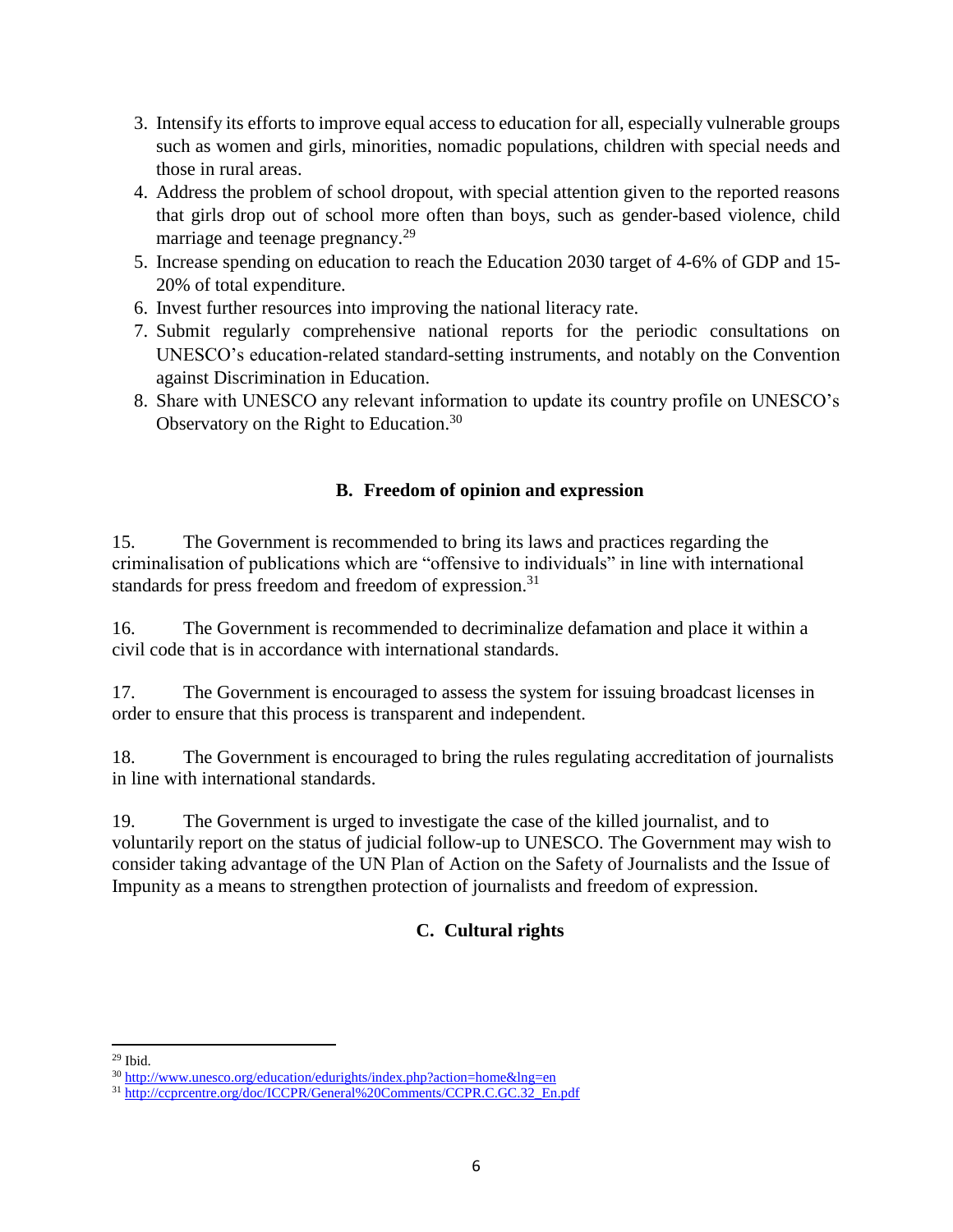3. Intensify its efforts to improve equal access to education for all, especially vulnerable groups such as women and girls, minorities, nomadic populations, children with special needs and those in rural areas.
4. Address the problem of school dropout, with special attention given to the reported reasons that girls drop out of school more often than boys, such as gender-based violence, child marriage and teenage pregnancy.[29]
5. Increase spending on education to reach the Education 2030 target of 4-6% of GDP and 15-20% of total expenditure.
6. Invest further resources into improving the national literacy rate.
7. Submit regularly comprehensive national reports for the periodic consultations on UNESCO's education-related standard-setting instruments, and notably on the Convention against Discrimination in Education.
8. Share with UNESCO any relevant information to update its country profile on UNESCO's Observatory on the Right to Education.[30]

## B. Freedom of opinion and expression

15. The Government is recommended to bring its laws and practices regarding the criminalisation of publications which are "offensive to individuals" in line with international standards for press freedom and freedom of expression.[31]

16. The Government is recommended to decriminalize defamation and place it within a civil code that is in accordance with international standards.

17. The Government is encouraged to assess the system for issuing broadcast licenses in order to ensure that this process is transparent and independent.

18. The Government is encouraged to bring the rules regulating accreditation of journalists in line with international standards.

19. The Government is urged to investigate the case of the killed journalist, and to voluntarily report on the status of judicial follow-up to UNESCO. The Government may wish to consider taking advantage of the UN Plan of Action on the Safety of Journalists and the Issue of Impunity as a means to strengthen protection of journalists and freedom of expression.

## C. Cultural rights

---

[29] Ibid.

[30] http://www.unesco.org/education/edurights/index.php?action=home&lng=en

[31] http://ccprcentre.org/doc/ICCPR/General%20Comments/CCPR.C.GC.32_En.pdf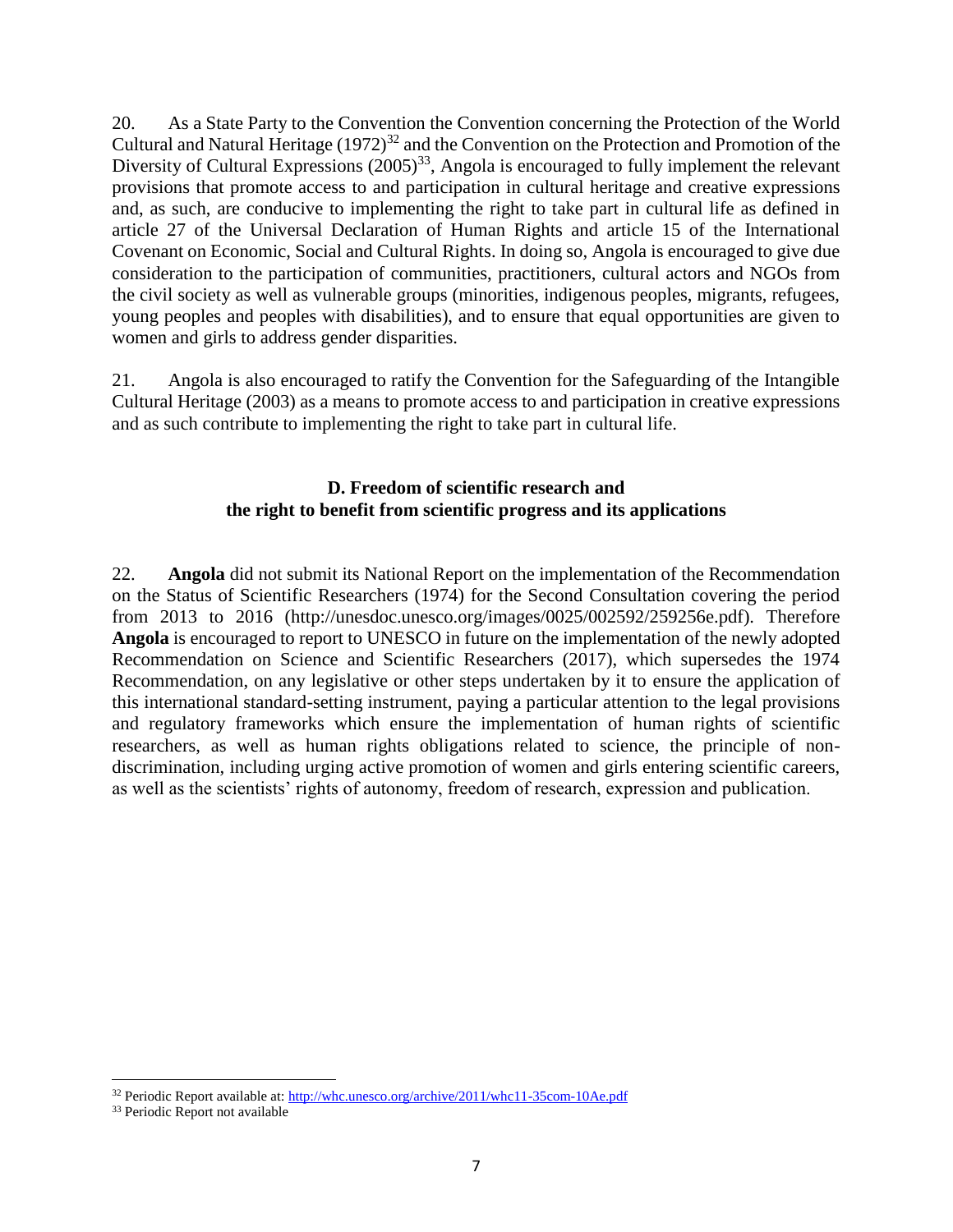20. As a State Party to the Convention the Convention concerning the Protection of the World Cultural and Natural Heritage (1972)[32] and the Convention on the Protection and Promotion of the Diversity of Cultural Expressions (2005)[33], Angola is encouraged to fully implement the relevant provisions that promote access to and participation in cultural heritage and creative expressions and, as such, are conducive to implementing the right to take part in cultural life as defined in article 27 of the Universal Declaration of Human Rights and article 15 of the International Covenant on Economic, Social and Cultural Rights. In doing so, Angola is encouraged to give due consideration to the participation of communities, practitioners, cultural actors and NGOs from the civil society as well as vulnerable groups (minorities, indigenous peoples, migrants, refugees, young peoples and peoples with disabilities), and to ensure that equal opportunities are given to women and girls to address gender disparities.

21. Angola is also encouraged to ratify the Convention for the Safeguarding of the Intangible Cultural Heritage (2003) as a means to promote access to and participation in creative expressions and as such contribute to implementing the right to take part in cultural life.

### D. Freedom of scientific research and the right to benefit from scientific progress and its applications

22. **Angola** did not submit its National Report on the implementation of the Recommendation on the Status of Scientific Researchers (1974) for the Second Consultation covering the period from 2013 to 2016 (http://unesdoc.unesco.org/images/0025/002592/259256e.pdf). Therefore **Angola** is encouraged to report to UNESCO in future on the implementation of the newly adopted Recommendation on Science and Scientific Researchers (2017), which supersedes the 1974 Recommendation, on any legislative or other steps undertaken by it to ensure the application of this international standard-setting instrument, paying a particular attention to the legal provisions and regulatory frameworks which ensure the implementation of human rights of scientific researchers, as well as human rights obligations related to science, the principle of non-discrimination, including urging active promotion of women and girls entering scientific careers, as well as the scientists' rights of autonomy, freedom of research, expression and publication.

---

[32] Periodic Report available at: http://whc.unesco.org/archive/2011/whc11-35com-10Ae.pdf

[33] Periodic Report not available